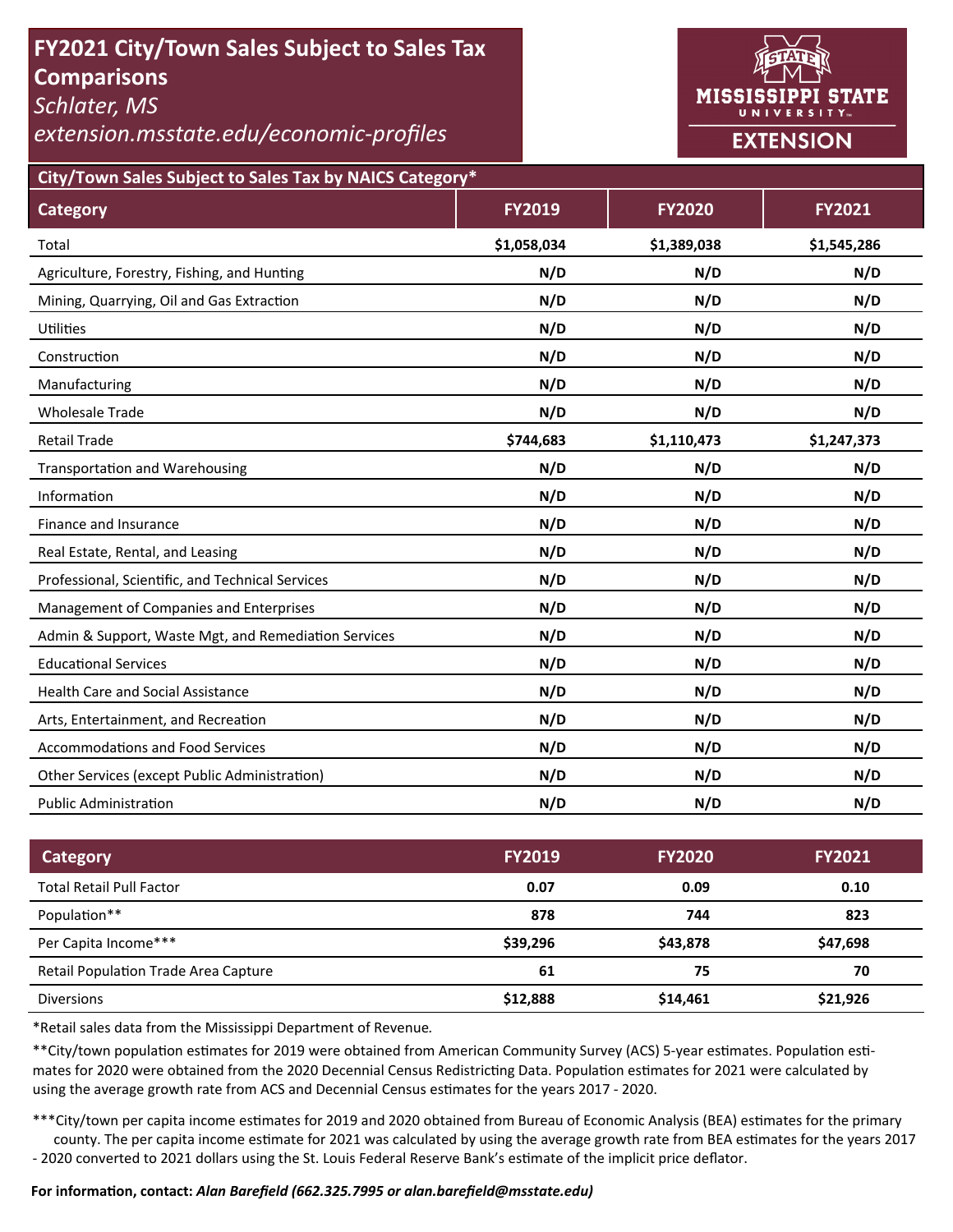# FY2021 City/Town Sales Subject to Sales Tax Comparisons

*Schlater, MS*

*extension.msstate.edu/economic-profiles*

MISSISSIPPI STATE UNIVERSITY EXTENSION

## City/Town Sales Subject to Sales Tax by NAICS Category*

| Category | FY2019 | FY2020 | FY2021 |
|---|---|---|---|
| Total | $1,058,034 | $1,389,038 | $1,545,286 |
| Agriculture, Forestry, Fishing, and Hunting | N/D | N/D | N/D |
| Mining, Quarrying, Oil and Gas Extraction | N/D | N/D | N/D |
| Utilities | N/D | N/D | N/D |
| Construction | N/D | N/D | N/D |
| Manufacturing | N/D | N/D | N/D |
| Wholesale Trade | N/D | N/D | N/D |
| Retail Trade | $744,683 | $1,110,473 | $1,247,373 |
| Transportation and Warehousing | N/D | N/D | N/D |
| Information | N/D | N/D | N/D |
| Finance and Insurance | N/D | N/D | N/D |
| Real Estate, Rental, and Leasing | N/D | N/D | N/D |
| Professional, Scientific, and Technical Services | N/D | N/D | N/D |
| Management of Companies and Enterprises | N/D | N/D | N/D |
| Admin & Support, Waste Mgt, and Remediation Services | N/D | N/D | N/D |
| Educational Services | N/D | N/D | N/D |
| Health Care and Social Assistance | N/D | N/D | N/D |
| Arts, Entertainment, and Recreation | N/D | N/D | N/D |
| Accommodations and Food Services | N/D | N/D | N/D |
| Other Services (except Public Administration) | N/D | N/D | N/D |
| Public Administration | N/D | N/D | N/D |

| Category | FY2019 | FY2020 | FY2021 |
|---|---|---|---|
| Total Retail Pull Factor | 0.07 | 0.09 | 0.10 |
| Population** | 878 | 744 | 823 |
| Per Capita Income*** | $39,296 | $43,878 | $47,698 |
| Retail Population Trade Area Capture | 61 | 75 | 70 |
| Diversions | $12,888 | $14,461 | $21,926 |

*Retail sales data from the Mississippi Department of Revenue.

**City/town population estimates for 2019 were obtained from American Community Survey (ACS) 5-year estimates. Population estimates for 2020 were obtained from the 2020 Decennial Census Redistricting Data. Population estimates for 2021 were calculated by using the average growth rate from ACS and Decennial Census estimates for the years 2017 - 2020.

***City/town per capita income estimates for 2019 and 2020 obtained from Bureau of Economic Analysis (BEA) estimates for the primary county. The per capita income estimate for 2021 was calculated by using the average growth rate from BEA estimates for the years 2017 - 2020 converted to 2021 dollars using the St. Louis Federal Reserve Bank's estimate of the implicit price deflator.

**For information, contact:** ***Alan Barefield (662.325.7995 or alan.barefield@msstate.edu)***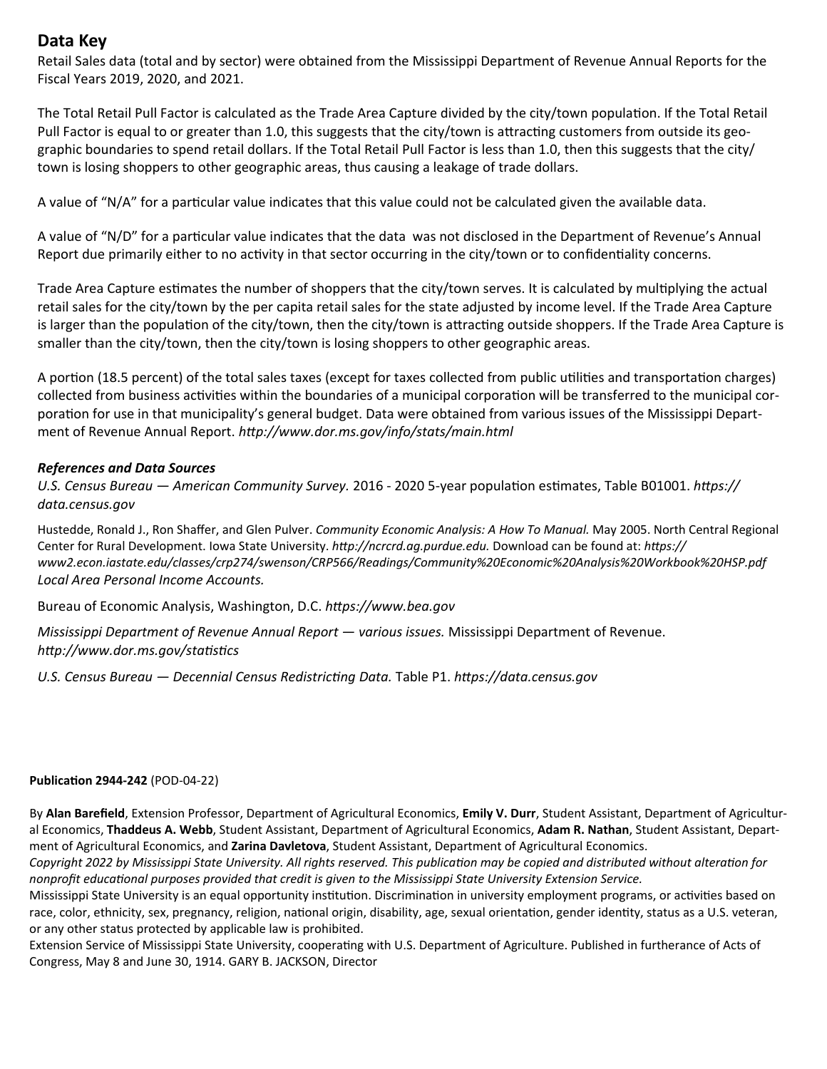## Data Key

Retail Sales data (total and by sector) were obtained from the Mississippi Department of Revenue Annual Reports for the Fiscal Years 2019, 2020, and 2021.

The Total Retail Pull Factor is calculated as the Trade Area Capture divided by the city/town population. If the Total Retail Pull Factor is equal to or greater than 1.0, this suggests that the city/town is attracting customers from outside its geographic boundaries to spend retail dollars. If the Total Retail Pull Factor is less than 1.0, then this suggests that the city/town is losing shoppers to other geographic areas, thus causing a leakage of trade dollars.

A value of "N/A" for a particular value indicates that this value could not be calculated given the available data.

A value of "N/D" for a particular value indicates that the data was not disclosed in the Department of Revenue's Annual Report due primarily either to no activity in that sector occurring in the city/town or to confidentiality concerns.

Trade Area Capture estimates the number of shoppers that the city/town serves. It is calculated by multiplying the actual retail sales for the city/town by the per capita retail sales for the state adjusted by income level. If the Trade Area Capture is larger than the population of the city/town, then the city/town is attracting outside shoppers. If the Trade Area Capture is smaller than the city/town, then the city/town is losing shoppers to other geographic areas.

A portion (18.5 percent) of the total sales taxes (except for taxes collected from public utilities and transportation charges) collected from business activities within the boundaries of a municipal corporation will be transferred to the municipal corporation for use in that municipality's general budget. Data were obtained from various issues of the Mississippi Department of Revenue Annual Report. *http://www.dor.ms.gov/info/stats/main.html*

### *References and Data Sources*

*U.S. Census Bureau — American Community Survey.* 2016 - 2020 5-year population estimates, Table B01001. *https://data.census.gov*

Hustedde, Ronald J., Ron Shaffer, and Glen Pulver. *Community Economic Analysis: A How To Manual.* May 2005. North Central Regional Center for Rural Development. Iowa State University. *http://ncrcrd.ag.purdue.edu.* Download can be found at: *https://www2.econ.iastate.edu/classes/crp274/swenson/CRP566/Readings/Community%20Economic%20Analysis%20Workbook%20HSP.pdf* *Local Area Personal Income Accounts.*

Bureau of Economic Analysis, Washington, D.C. *https://www.bea.gov*

*Mississippi Department of Revenue Annual Report — various issues.* Mississippi Department of Revenue. *http://www.dor.ms.gov/statistics*

*U.S. Census Bureau — Decennial Census Redistricting Data.* Table P1. *https://data.census.gov*

**Publication 2944-242** (POD-04-22)

By **Alan Barefield**, Extension Professor, Department of Agricultural Economics, **Emily V. Durr**, Student Assistant, Department of Agricultural Economics, **Thaddeus A. Webb**, Student Assistant, Department of Agricultural Economics, **Adam R. Nathan**, Student Assistant, Department of Agricultural Economics, and **Zarina Davletova**, Student Assistant, Department of Agricultural Economics.

*Copyright 2022 by Mississippi State University. All rights reserved. This publication may be copied and distributed without alteration for nonprofit educational purposes provided that credit is given to the Mississippi State University Extension Service.*

Mississippi State University is an equal opportunity institution. Discrimination in university employment programs, or activities based on race, color, ethnicity, sex, pregnancy, religion, national origin, disability, age, sexual orientation, gender identity, status as a U.S. veteran, or any other status protected by applicable law is prohibited.

Extension Service of Mississippi State University, cooperating with U.S. Department of Agriculture. Published in furtherance of Acts of Congress, May 8 and June 30, 1914. GARY B. JACKSON, Director